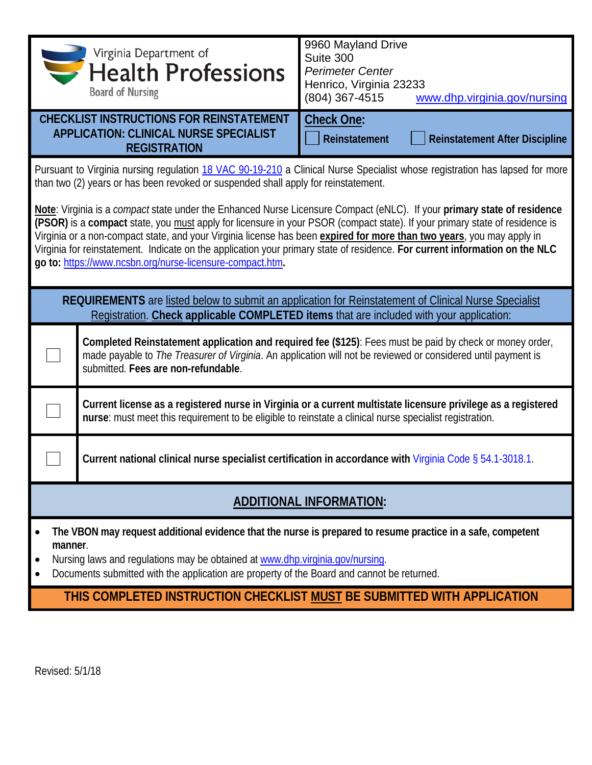Virginia Department of
**Health Professions**
Board of Nursing

9960 Mayland Drive
Suite 300
*Perimeter Center*
Henrico, Virginia 23233
(804) 367-4515 www.dhp.virginia.gov/nursing

## CHECKLIST INSTRUCTIONS FOR REINSTATEMENT APPLICATION: CLINICAL NURSE SPECIALIST REGISTRATION

**Check One:**

☐ **Reinstatement** ☐ **Reinstatement After Discipline**

Pursuant to Virginia nursing regulation 18 VAC 90-19-210 a Clinical Nurse Specialist whose registration has lapsed for more than two (2) years or has been revoked or suspended shall apply for reinstatement.

**Note**: Virginia is a *compact* state under the Enhanced Nurse Licensure Compact (eNLC). If your **primary state of residence (PSOR)** is a **compact** state, you must apply for licensure in your PSOR (compact state). If your primary state of residence is Virginia or a non-compact state, and your Virginia license has been **expired for more than two years**, you may apply in Virginia for reinstatement. Indicate on the application your primary state of residence. **For current information on the NLC go to:** https://www.ncsbn.org/nurse-licensure-compact.htm**.**

**REQUIREMENTS** are listed below to submit an application for Reinstatement of Clinical Nurse Specialist Registration. **Check applicable COMPLETED items** that are included with your application:

| | |
|---|---|
| ☐ | **Completed Reinstatement application and required fee ($125)**: Fees must be paid by check or money order, made payable to *The Treasurer of Virginia*. An application will not be reviewed or considered until payment is submitted. **Fees are non-refundable**. |
| ☐ | **Current license as a registered nurse in Virginia or a current multistate licensure privilege as a registered nurse**: must meet this requirement to be eligible to reinstate a clinical nurse specialist registration. |
| ☐ | **Current national clinical nurse specialist certification in accordance with** Virginia Code § 54.1-3018.1. |

## ADDITIONAL INFORMATION:

- **The VBON may request additional evidence that the nurse is prepared to resume practice in a safe, competent manner**.
- Nursing laws and regulations may be obtained at www.dhp.virginia.gov/nursing.
- Documents submitted with the application are property of the Board and cannot be returned.

**THIS COMPLETED INSTRUCTION CHECKLIST MUST BE SUBMITTED WITH APPLICATION**

Revised: 5/1/18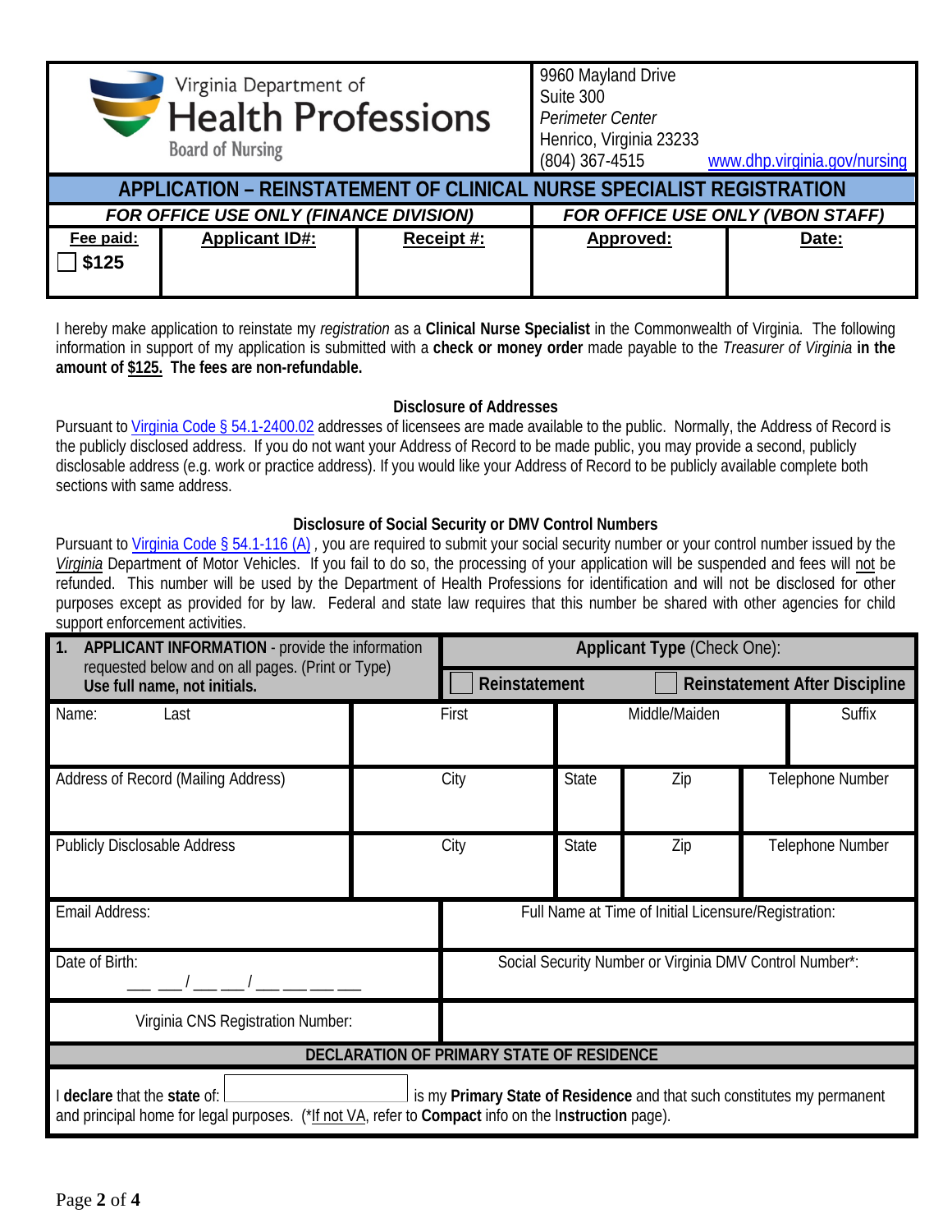Virginia Department of
**Health Professions**
Board of Nursing

9960 Mayland Drive
Suite 300
*Perimeter Center*
Henrico, Virginia 23233
(804) 367-4515 www.dhp.virginia.gov/nursing

## APPLICATION – REINSTATEMENT OF CLINICAL NURSE SPECIALIST REGISTRATION

| *FOR OFFICE USE ONLY (FINANCE DIVISION)* | | | *FOR OFFICE USE ONLY (VBON STAFF)* | |
|---|---|---|---|---|
| **Fee paid:** ☐ **$125** | **Applicant ID#:** | **Receipt #:** | **Approved:** | **Date:** |

I hereby make application to reinstate my *registration* as a **Clinical Nurse Specialist** in the Commonwealth of Virginia. The following information in support of my application is submitted with a **check or money order** made payable to the *Treasurer of Virginia* **in the amount of $125. The fees are non-refundable.**

### Disclosure of Addresses

Pursuant to Virginia Code § 54.1-2400.02 addresses of licensees are made available to the public. Normally, the Address of Record is the publicly disclosed address. If you do not want your Address of Record to be made public, you may provide a second, publicly disclosable address (e.g. work or practice address). If you would like your Address of Record to be publicly available complete both sections with same address.

### Disclosure of Social Security or DMV Control Numbers

Pursuant to Virginia Code § 54.1-116 (A) , you are required to submit your social security number or your control number issued by the *Virginia* Department of Motor Vehicles. If you fail to do so, the processing of your application will be suspended and fees will not be refunded. This number will be used by the Department of Health Professions for identification and will not be disclosed for other purposes except as provided for by law. Federal and state law requires that this number be shared with other agencies for child support enforcement activities.

| **1. APPLICANT INFORMATION** - provide the information requested below and on all pages. (Print or Type) **Use full name, not initials.** | | **Applicant Type** (Check One): ☐ **Reinstatement** ☐ **Reinstatement After Discipline** | | | |
|---|---|---|---|---|---|
| Name: Last | First | Middle/Maiden | | | Suffix |
| Address of Record (Mailing Address) | City | State | Zip | | Telephone Number |
| Publicly Disclosable Address | City | State | Zip | | Telephone Number |
| Email Address: | | Full Name at Time of Initial Licensure/Registration: | | | |
| Date of Birth: \_\_ \_\_ / \_\_ \_\_ / \_\_ \_\_ \_\_ \_\_ | | Social Security Number or Virginia DMV Control Number*: | | | |
| Virginia CNS Registration Number: | | | | | |

### DECLARATION OF PRIMARY STATE OF RESIDENCE

I **declare** that the **state** of: \_\_\_\_\_\_\_\_\_\_\_\_ is my **Primary State of Residence** and that such constitutes my permanent and principal home for legal purposes. (*If not VA, refer to **Compact** info on the I**nstruction** page).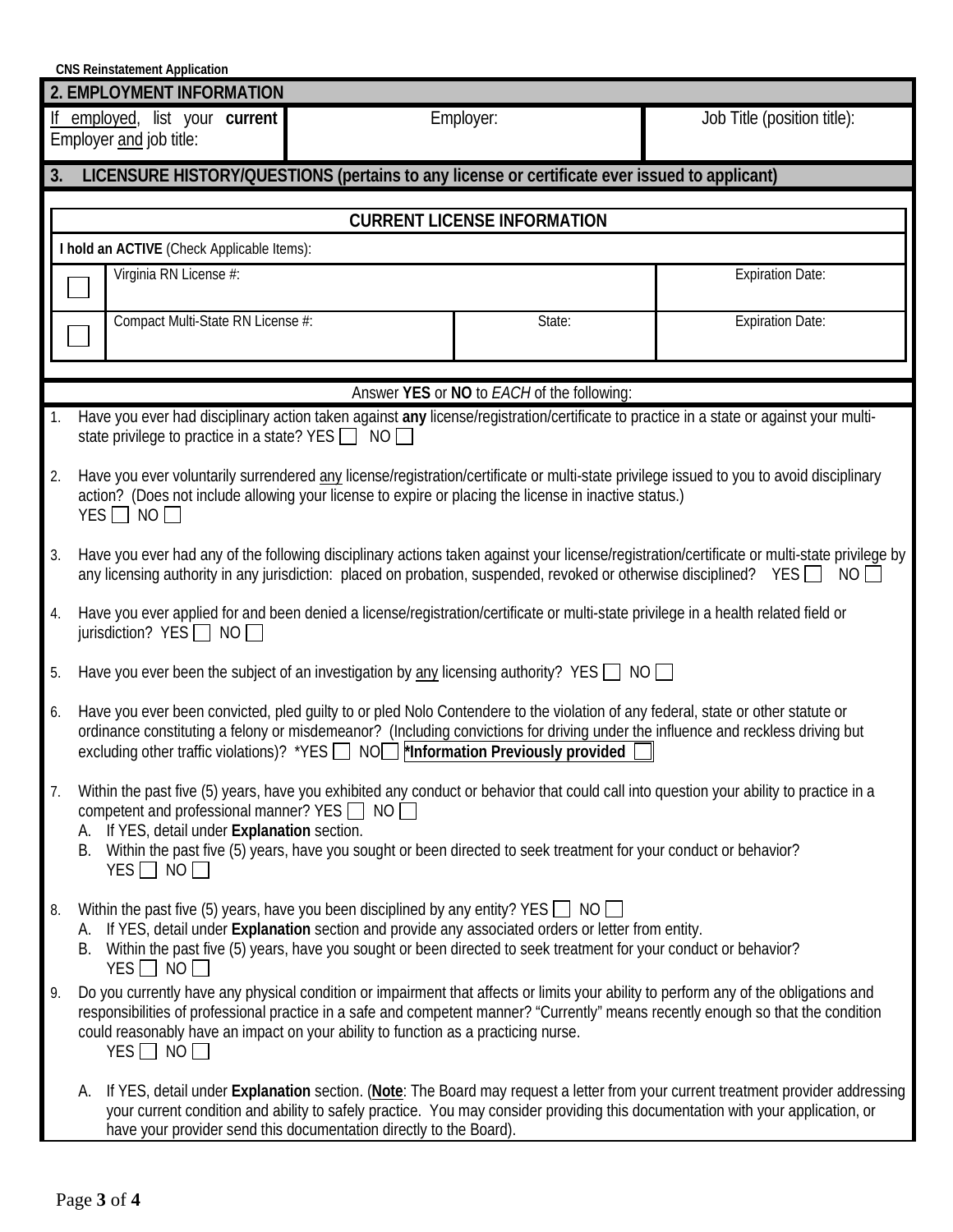CNS Reinstatement Application

## 2. EMPLOYMENT INFORMATION

| If employed, list your **current** Employer and job title: | Employer: | Job Title (position title): |
|---|---|---|

## 3. LICENSURE HISTORY/QUESTIONS (pertains to any license or certificate ever issued to applicant)

| CURRENT LICENSE INFORMATION | | | |
|---|---|---|---|
| **I hold an ACTIVE** (Check Applicable Items): | | | |
| ☐ | Virginia RN License #: | | Expiration Date: |
| ☐ | Compact Multi-State RN License #: | State: | Expiration Date: |

Answer **YES** or **NO** to *EACH* of the following:

1. Have you ever had disciplinary action taken against **any** license/registration/certificate to practice in a state or against your multi-state privilege to practice in a state? YES ☐ NO ☐

2. Have you ever voluntarily surrendered any license/registration/certificate or multi-state privilege issued to you to avoid disciplinary action? (Does not include allowing your license to expire or placing the license in inactive status.) YES ☐ NO ☐

3. Have you ever had any of the following disciplinary actions taken against your license/registration/certificate or multi-state privilege by any licensing authority in any jurisdiction: placed on probation, suspended, revoked or otherwise disciplined? YES ☐ NO ☐

4. Have you ever applied for and been denied a license/registration/certificate or multi-state privilege in a health related field or jurisdiction? YES ☐ NO ☐

5. Have you ever been the subject of an investigation by any licensing authority? YES ☐ NO ☐

6. Have you ever been convicted, pled guilty to or pled Nolo Contendere to the violation of any federal, state or other statute or ordinance constituting a felony or misdemeanor? (Including convictions for driving under the influence and reckless driving but excluding other traffic violations)? *YES ☐ NO ☐ **\*Information Previously provided** ☐

7. Within the past five (5) years, have you exhibited any conduct or behavior that could call into question your ability to practice in a competent and professional manner? YES ☐ NO ☐
   A. If YES, detail under **Explanation** section.
   B. Within the past five (5) years, have you sought or been directed to seek treatment for your conduct or behavior? YES ☐ NO ☐

8. Within the past five (5) years, have you been disciplined by any entity? YES ☐ NO ☐
   A. If YES, detail under **Explanation** section and provide any associated orders or letter from entity.
   B. Within the past five (5) years, have you sought or been directed to seek treatment for your conduct or behavior? YES ☐ NO ☐

9. Do you currently have any physical condition or impairment that affects or limits your ability to perform any of the obligations and responsibilities of professional practice in a safe and competent manner? "Currently" means recently enough so that the condition could reasonably have an impact on your ability to function as a practicing nurse. YES ☐ NO ☐
   A. If YES, detail under **Explanation** section. (**Note**: The Board may request a letter from your current treatment provider addressing your current condition and ability to safely practice. You may consider providing this documentation with your application, or have your provider send this documentation directly to the Board).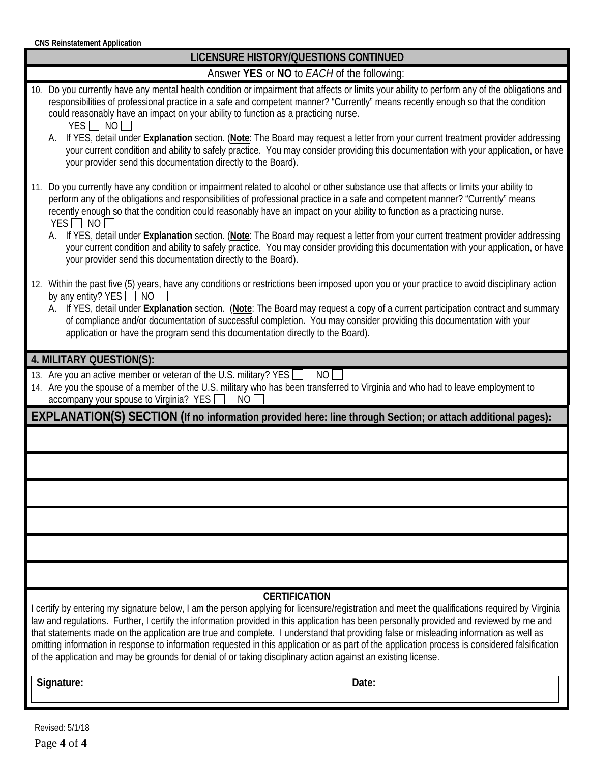## LICENSURE HISTORY/QUESTIONS CONTINUED

Answer **YES** or **NO** to *EACH* of the following:

10. Do you currently have any mental health condition or impairment that affects or limits your ability to perform any of the obligations and responsibilities of professional practice in a safe and competent manner? "Currently" means recently enough so that the condition could reasonably have an impact on your ability to function as a practicing nurse.
    YES ☐ NO ☐
    A. If YES, detail under **Explanation** section. (**Note**: The Board may request a letter from your current treatment provider addressing your current condition and ability to safely practice. You may consider providing this documentation with your application, or have your provider send this documentation directly to the Board).

11. Do you currently have any condition or impairment related to alcohol or other substance use that affects or limits your ability to perform any of the obligations and responsibilities of professional practice in a safe and competent manner? "Currently" means recently enough so that the condition could reasonably have an impact on your ability to function as a practicing nurse.
    YES ☐ NO ☐
    A. If YES, detail under **Explanation** section. (**Note**: The Board may request a letter from your current treatment provider addressing your current condition and ability to safely practice. You may consider providing this documentation with your application, or have your provider send this documentation directly to the Board).

12. Within the past five (5) years, have any conditions or restrictions been imposed upon you or your practice to avoid disciplinary action by any entity? YES ☐ NO ☐
    A. If YES, detail under **Explanation** section. (**Note**: The Board may request a copy of a current participation contract and summary of compliance and/or documentation of successful completion. You may consider providing this documentation with your application or have the program send this documentation directly to the Board).

## 4. MILITARY QUESTION(S):

13. Are you an active member or veteran of the U.S. military? YES ☐ NO ☐
14. Are you the spouse of a member of the U.S. military who has been transferred to Virginia and who had to leave employment to accompany your spouse to Virginia? YES ☐ NO ☐

## EXPLANATION(S) SECTION (If no information provided here: line through Section; or attach additional pages):

&nbsp;

## CERTIFICATION

I certify by entering my signature below, I am the person applying for licensure/registration and meet the qualifications required by Virginia law and regulations. Further, I certify the information provided in this application has been personally provided and reviewed by me and that statements made on the application are true and complete. I understand that providing false or misleading information as well as omitting information in response to information requested in this application or as part of the application process is considered falsification of the application and may be grounds for denial of or taking disciplinary action against an existing license.

| Signature: | Date: |
| --- | --- |
| | |

Revised: 5/1/18